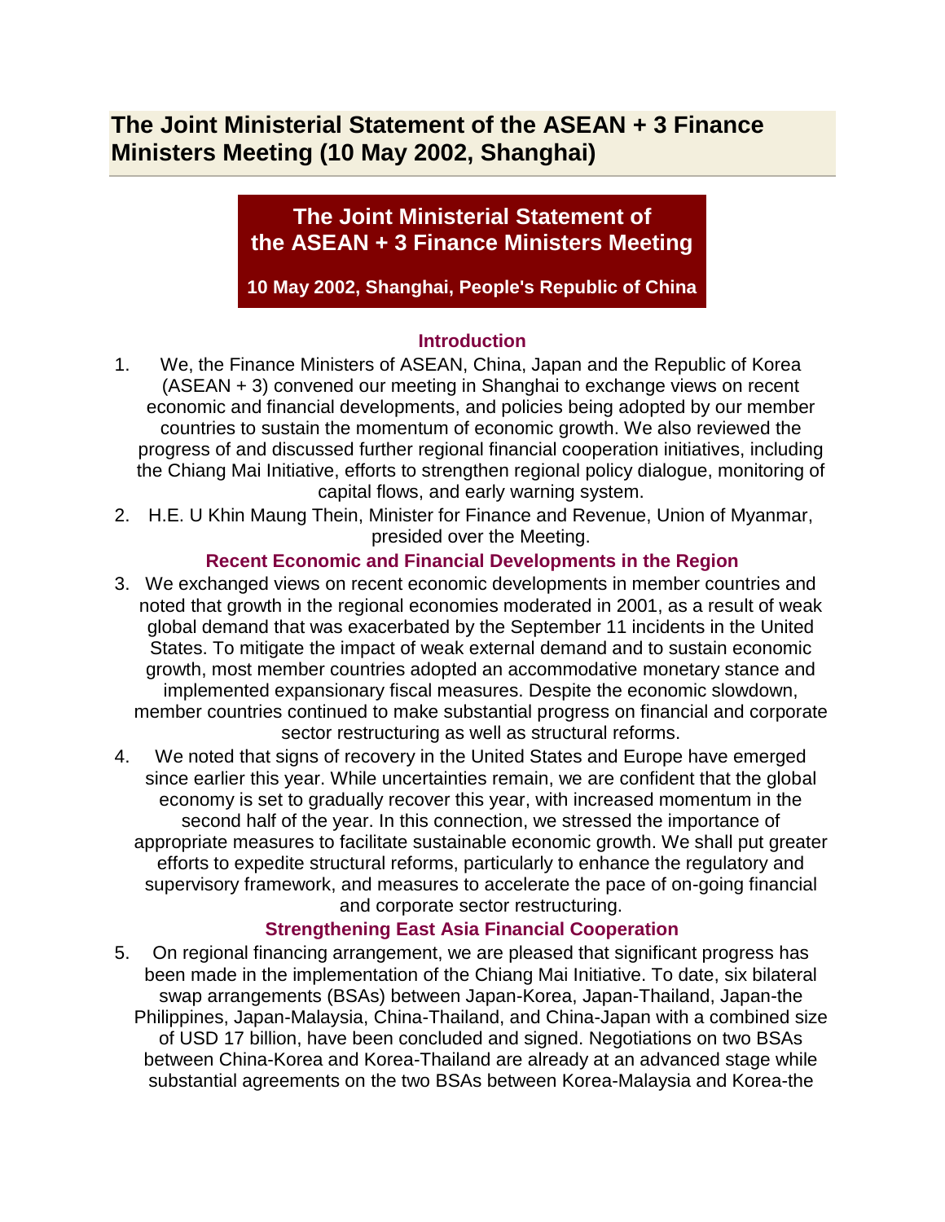# The Joint Ministerial Statement of the ASEAN + 3 Finance Ministers Meeting (10 May 2002, Shanghai)

## The Joint Ministerial Statement of the ASEAN + 3 Finance Ministers Meeting

**10 May 2002, Shanghai, People's Republic of China**

### Introduction

1. We, the Finance Ministers of ASEAN, China, Japan and the Republic of Korea (ASEAN + 3) convened our meeting in Shanghai to exchange views on recent economic and financial developments, and policies being adopted by our member countries to sustain the momentum of economic growth. We also reviewed the progress of and discussed further regional financial cooperation initiatives, including the Chiang Mai Initiative, efforts to strengthen regional policy dialogue, monitoring of capital flows, and early warning system.
2. H.E. U Khin Maung Thein, Minister for Finance and Revenue, Union of Myanmar, presided over the Meeting.

### Recent Economic and Financial Developments in the Region

3. We exchanged views on recent economic developments in member countries and noted that growth in the regional economies moderated in 2001, as a result of weak global demand that was exacerbated by the September 11 incidents in the United States. To mitigate the impact of weak external demand and to sustain economic growth, most member countries adopted an accommodative monetary stance and implemented expansionary fiscal measures. Despite the economic slowdown, member countries continued to make substantial progress on financial and corporate sector restructuring as well as structural reforms.
4. We noted that signs of recovery in the United States and Europe have emerged since earlier this year. While uncertainties remain, we are confident that the global economy is set to gradually recover this year, with increased momentum in the second half of the year. In this connection, we stressed the importance of appropriate measures to facilitate sustainable economic growth. We shall put greater efforts to expedite structural reforms, particularly to enhance the regulatory and supervisory framework, and measures to accelerate the pace of on-going financial and corporate sector restructuring.

### Strengthening East Asia Financial Cooperation

5. On regional financing arrangement, we are pleased that significant progress has been made in the implementation of the Chiang Mai Initiative. To date, six bilateral swap arrangements (BSAs) between Japan-Korea, Japan-Thailand, Japan-the Philippines, Japan-Malaysia, China-Thailand, and China-Japan with a combined size of USD 17 billion, have been concluded and signed. Negotiations on two BSAs between China-Korea and Korea-Thailand are already at an advanced stage while substantial agreements on the two BSAs between Korea-Malaysia and Korea-the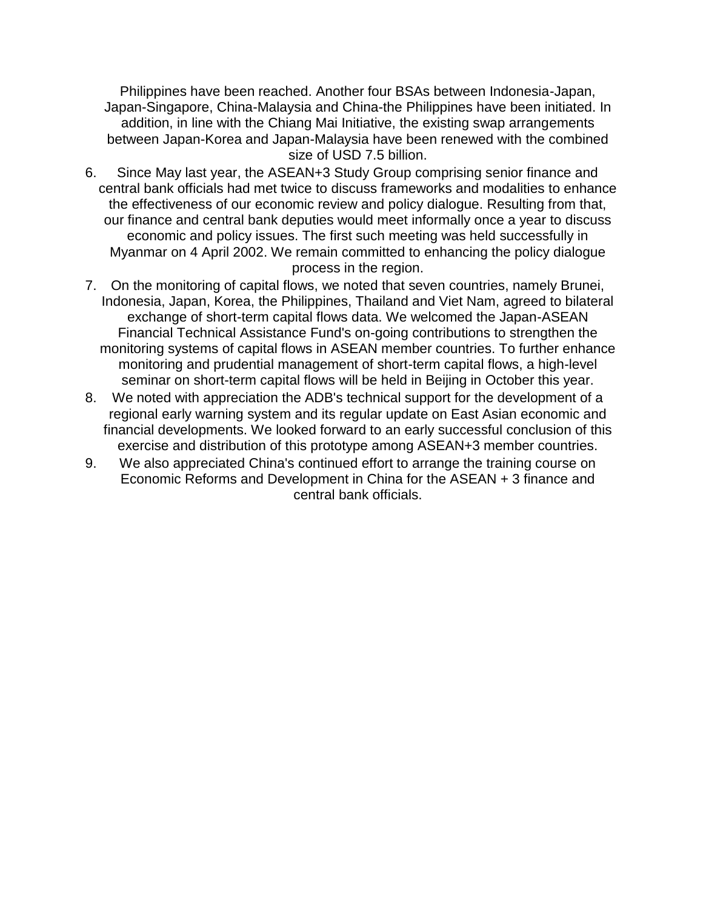Philippines have been reached. Another four BSAs between Indonesia-Japan, Japan-Singapore, China-Malaysia and China-the Philippines have been initiated. In addition, in line with the Chiang Mai Initiative, the existing swap arrangements between Japan-Korea and Japan-Malaysia have been renewed with the combined size of USD 7.5 billion.

6. Since May last year, the ASEAN+3 Study Group comprising senior finance and central bank officials had met twice to discuss frameworks and modalities to enhance the effectiveness of our economic review and policy dialogue. Resulting from that, our finance and central bank deputies would meet informally once a year to discuss economic and policy issues. The first such meeting was held successfully in Myanmar on 4 April 2002. We remain committed to enhancing the policy dialogue process in the region.
7. On the monitoring of capital flows, we noted that seven countries, namely Brunei, Indonesia, Japan, Korea, the Philippines, Thailand and Viet Nam, agreed to bilateral exchange of short-term capital flows data. We welcomed the Japan-ASEAN Financial Technical Assistance Fund's on-going contributions to strengthen the monitoring systems of capital flows in ASEAN member countries. To further enhance monitoring and prudential management of short-term capital flows, a high-level seminar on short-term capital flows will be held in Beijing in October this year.
8. We noted with appreciation the ADB's technical support for the development of a regional early warning system and its regular update on East Asian economic and financial developments. We looked forward to an early successful conclusion of this exercise and distribution of this prototype among ASEAN+3 member countries.
9. We also appreciated China's continued effort to arrange the training course on Economic Reforms and Development in China for the ASEAN + 3 finance and central bank officials.